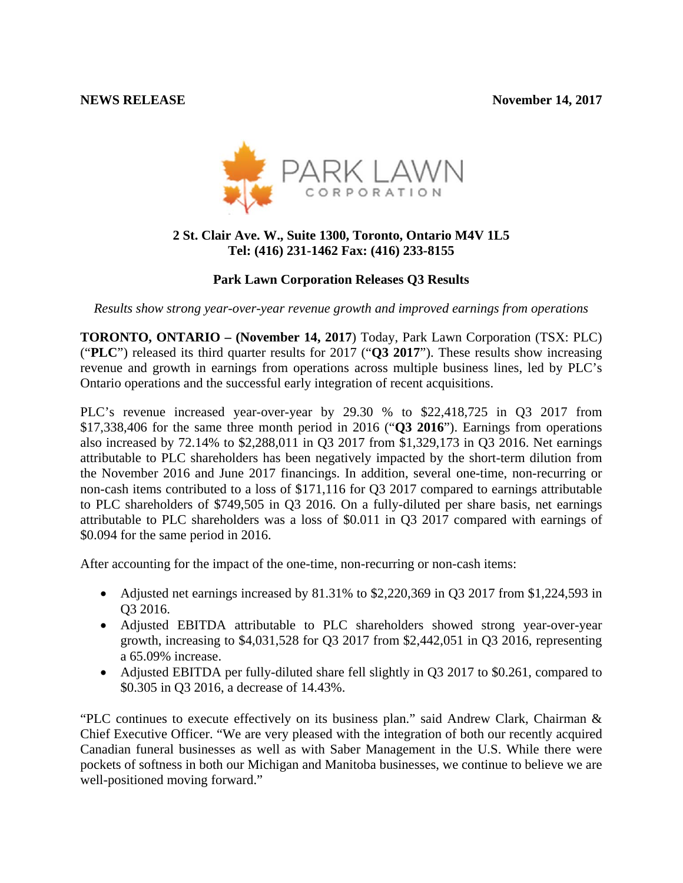**NEWS RELEASE** **November 14, 2017**

PARK LAWN CORPORATION

**2 St. Clair Ave. W., Suite 1300, Toronto, Ontario M4V 1L5**
**Tel: (416) 231-1462 Fax: (416) 233-8155**

**Park Lawn Corporation Releases Q3 Results**

*Results show strong year-over-year revenue growth and improved earnings from operations*

**TORONTO, ONTARIO – (November 14, 2017**) Today, Park Lawn Corporation (TSX: PLC) ("**PLC**") released its third quarter results for 2017 ("**Q3 2017**"). These results show increasing revenue and growth in earnings from operations across multiple business lines, led by PLC's Ontario operations and the successful early integration of recent acquisitions.

PLC's revenue increased year-over-year by 29.30 % to $22,418,725 in Q3 2017 from $17,338,406 for the same three month period in 2016 ("**Q3 2016**"). Earnings from operations also increased by 72.14% to $2,288,011 in Q3 2017 from $1,329,173 in Q3 2016. Net earnings attributable to PLC shareholders has been negatively impacted by the short-term dilution from the November 2016 and June 2017 financings. In addition, several one-time, non-recurring or non-cash items contributed to a loss of $171,116 for Q3 2017 compared to earnings attributable to PLC shareholders of $749,505 in Q3 2016. On a fully-diluted per share basis, net earnings attributable to PLC shareholders was a loss of $0.011 in Q3 2017 compared with earnings of $0.094 for the same period in 2016.

After accounting for the impact of the one-time, non-recurring or non-cash items:

- Adjusted net earnings increased by 81.31% to $2,220,369 in Q3 2017 from $1,224,593 in Q3 2016.
- Adjusted EBITDA attributable to PLC shareholders showed strong year-over-year growth, increasing to $4,031,528 for Q3 2017 from $2,442,051 in Q3 2016, representing a 65.09% increase.
- Adjusted EBITDA per fully-diluted share fell slightly in Q3 2017 to $0.261, compared to $0.305 in Q3 2016, a decrease of 14.43%.

"PLC continues to execute effectively on its business plan." said Andrew Clark, Chairman & Chief Executive Officer. "We are very pleased with the integration of both our recently acquired Canadian funeral businesses as well as with Saber Management in the U.S. While there were pockets of softness in both our Michigan and Manitoba businesses, we continue to believe we are well-positioned moving forward."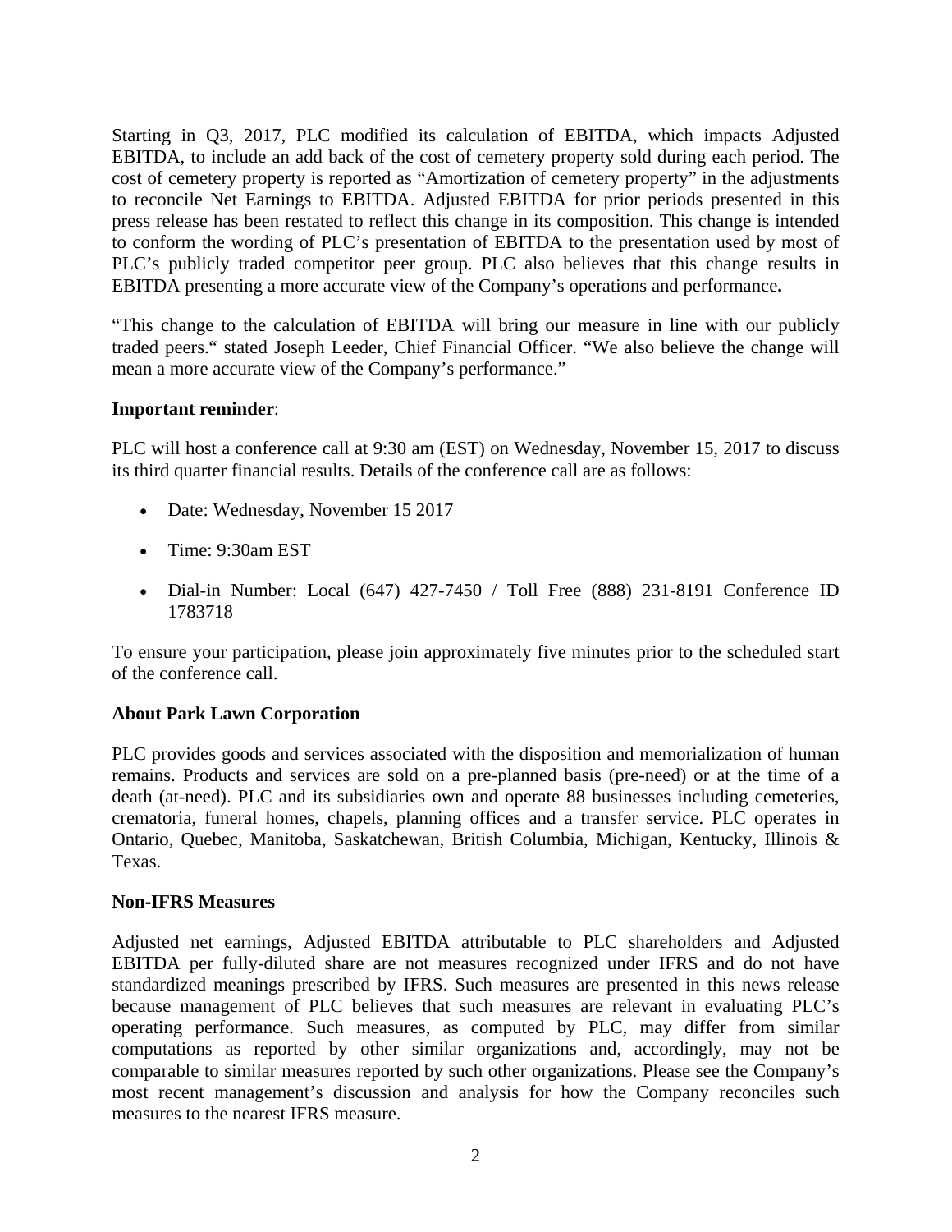Starting in Q3, 2017, PLC modified its calculation of EBITDA, which impacts Adjusted EBITDA, to include an add back of the cost of cemetery property sold during each period. The cost of cemetery property is reported as "Amortization of cemetery property" in the adjustments to reconcile Net Earnings to EBITDA. Adjusted EBITDA for prior periods presented in this press release has been restated to reflect this change in its composition. This change is intended to conform the wording of PLC's presentation of EBITDA to the presentation used by most of PLC's publicly traded competitor peer group. PLC also believes that this change results in EBITDA presenting a more accurate view of the Company's operations and performance**.**

"This change to the calculation of EBITDA will bring our measure in line with our publicly traded peers." stated Joseph Leeder, Chief Financial Officer. "We also believe the change will mean a more accurate view of the Company's performance."

**Important reminder**:

PLC will host a conference call at 9:30 am (EST) on Wednesday, November 15, 2017 to discuss its third quarter financial results. Details of the conference call are as follows:

- Date: Wednesday, November 15 2017
- Time: 9:30am EST
- Dial-in Number: Local (647) 427-7450 / Toll Free (888) 231-8191 Conference ID 1783718

To ensure your participation, please join approximately five minutes prior to the scheduled start of the conference call.

**About Park Lawn Corporation**

PLC provides goods and services associated with the disposition and memorialization of human remains. Products and services are sold on a pre-planned basis (pre-need) or at the time of a death (at-need). PLC and its subsidiaries own and operate 88 businesses including cemeteries, crematoria, funeral homes, chapels, planning offices and a transfer service. PLC operates in Ontario, Quebec, Manitoba, Saskatchewan, British Columbia, Michigan, Kentucky, Illinois & Texas.

**Non-IFRS Measures**

Adjusted net earnings, Adjusted EBITDA attributable to PLC shareholders and Adjusted EBITDA per fully-diluted share are not measures recognized under IFRS and do not have standardized meanings prescribed by IFRS. Such measures are presented in this news release because management of PLC believes that such measures are relevant in evaluating PLC's operating performance. Such measures, as computed by PLC, may differ from similar computations as reported by other similar organizations and, accordingly, may not be comparable to similar measures reported by such other organizations. Please see the Company's most recent management's discussion and analysis for how the Company reconciles such measures to the nearest IFRS measure.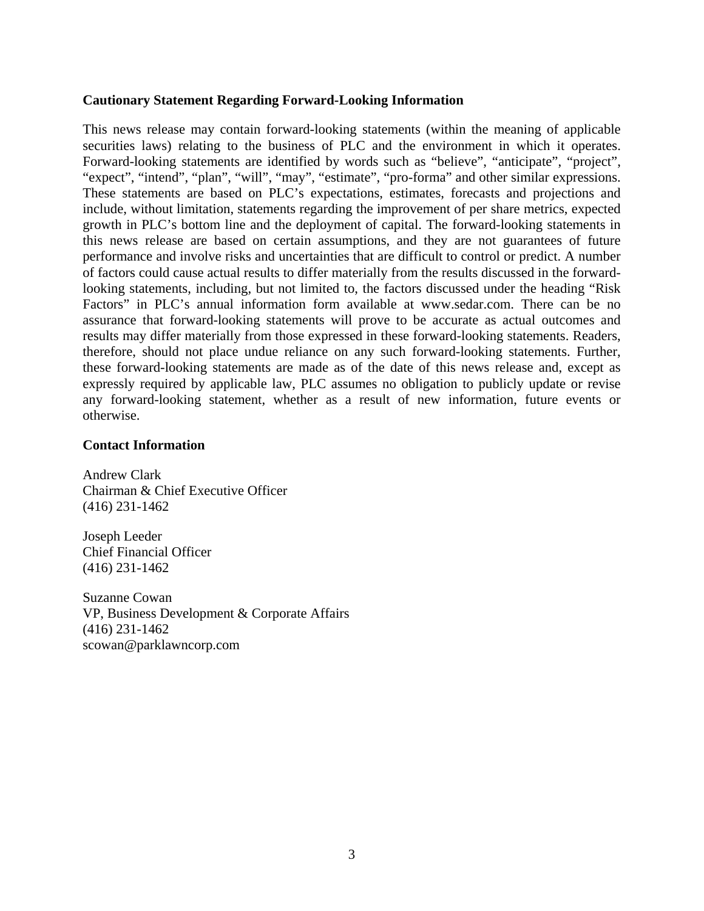**Cautionary Statement Regarding Forward-Looking Information**

This news release may contain forward-looking statements (within the meaning of applicable securities laws) relating to the business of PLC and the environment in which it operates. Forward-looking statements are identified by words such as "believe", "anticipate", "project", "expect", "intend", "plan", "will", "may", "estimate", "pro-forma" and other similar expressions. These statements are based on PLC's expectations, estimates, forecasts and projections and include, without limitation, statements regarding the improvement of per share metrics, expected growth in PLC's bottom line and the deployment of capital. The forward-looking statements in this news release are based on certain assumptions, and they are not guarantees of future performance and involve risks and uncertainties that are difficult to control or predict. A number of factors could cause actual results to differ materially from the results discussed in the forward-looking statements, including, but not limited to, the factors discussed under the heading "Risk Factors" in PLC's annual information form available at www.sedar.com. There can be no assurance that forward-looking statements will prove to be accurate as actual outcomes and results may differ materially from those expressed in these forward-looking statements. Readers, therefore, should not place undue reliance on any such forward-looking statements. Further, these forward-looking statements are made as of the date of this news release and, except as expressly required by applicable law, PLC assumes no obligation to publicly update or revise any forward-looking statement, whether as a result of new information, future events or otherwise.

**Contact Information**

Andrew Clark
Chairman & Chief Executive Officer
(416) 231-1462

Joseph Leeder
Chief Financial Officer
(416) 231-1462

Suzanne Cowan
VP, Business Development & Corporate Affairs
(416) 231-1462
scowan@parklawncorp.com